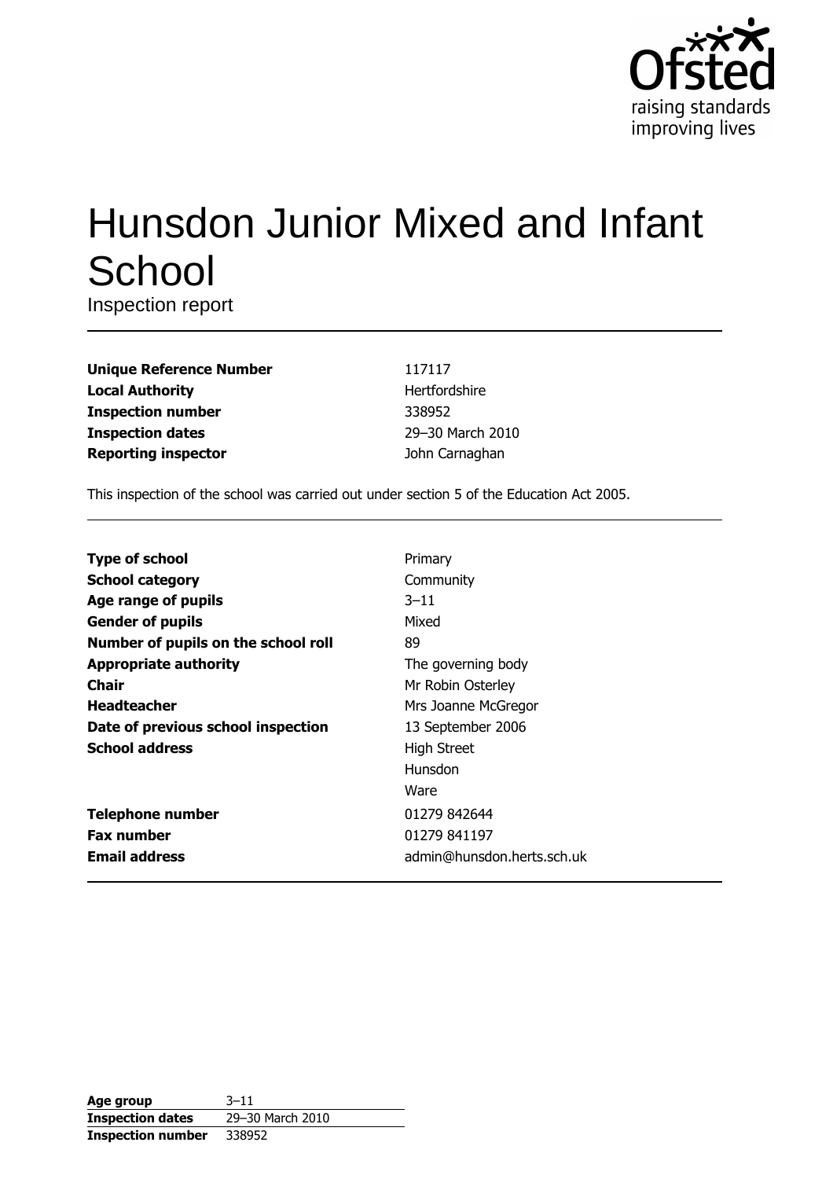# Hunsdon Junior Mixed and Infant School

Inspection report

| | |
|---|---|
| **Unique Reference Number** | 117117 |
| **Local Authority** | Hertfordshire |
| **Inspection number** | 338952 |
| **Inspection dates** | 29–30 March 2010 |
| **Reporting inspector** | John Carnaghan |

This inspection of the school was carried out under section 5 of the Education Act 2005.

| | |
|---|---|
| **Type of school** | Primary |
| **School category** | Community |
| **Age range of pupils** | 3–11 |
| **Gender of pupils** | Mixed |
| **Number of pupils on the school roll** | 89 |
| **Appropriate authority** | The governing body |
| **Chair** | Mr Robin Osterley |
| **Headteacher** | Mrs Joanne McGregor |
| **Date of previous school inspection** | 13 September 2006 |
| **School address** | High Street<br>Hunsdon<br>Ware |
| **Telephone number** | 01279 842644 |
| **Fax number** | 01279 841197 |
| **Email address** | admin@hunsdon.herts.sch.uk |

| | |
|---|---|
| **Age group** | 3–11 |
| **Inspection dates** | 29–30 March 2010 |
| **Inspection number** | 338952 |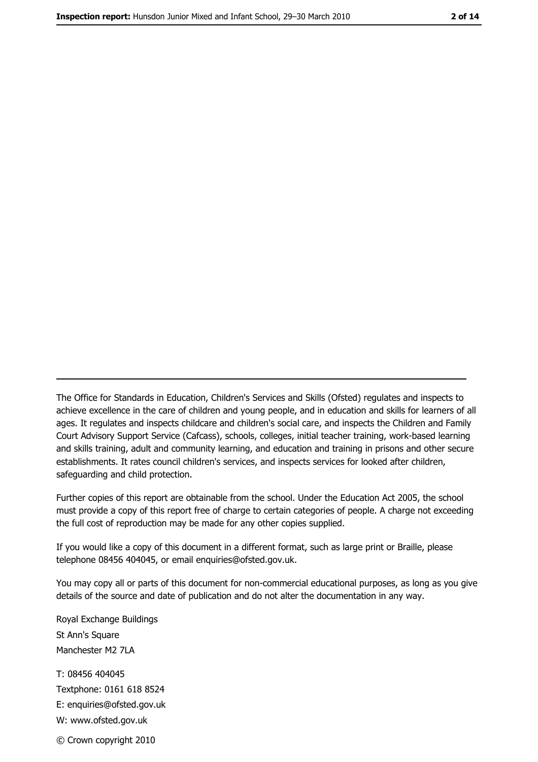---

The Office for Standards in Education, Children's Services and Skills (Ofsted) regulates and inspects to achieve excellence in the care of children and young people, and in education and skills for learners of all ages. It regulates and inspects childcare and children's social care, and inspects the Children and Family Court Advisory Support Service (Cafcass), schools, colleges, initial teacher training, work-based learning and skills training, adult and community learning, and education and training in prisons and other secure establishments. It rates council children's services, and inspects services for looked after children, safeguarding and child protection.

Further copies of this report are obtainable from the school. Under the Education Act 2005, the school must provide a copy of this report free of charge to certain categories of people. A charge not exceeding the full cost of reproduction may be made for any other copies supplied.

If you would like a copy of this document in a different format, such as large print or Braille, please telephone 08456 404045, or email enquiries@ofsted.gov.uk.

You may copy all or parts of this document for non-commercial educational purposes, as long as you give details of the source and date of publication and do not alter the documentation in any way.

Royal Exchange Buildings
St Ann's Square
Manchester M2 7LA

T: 08456 404045
Textphone: 0161 618 8524
E: enquiries@ofsted.gov.uk
W: www.ofsted.gov.uk

© Crown copyright 2010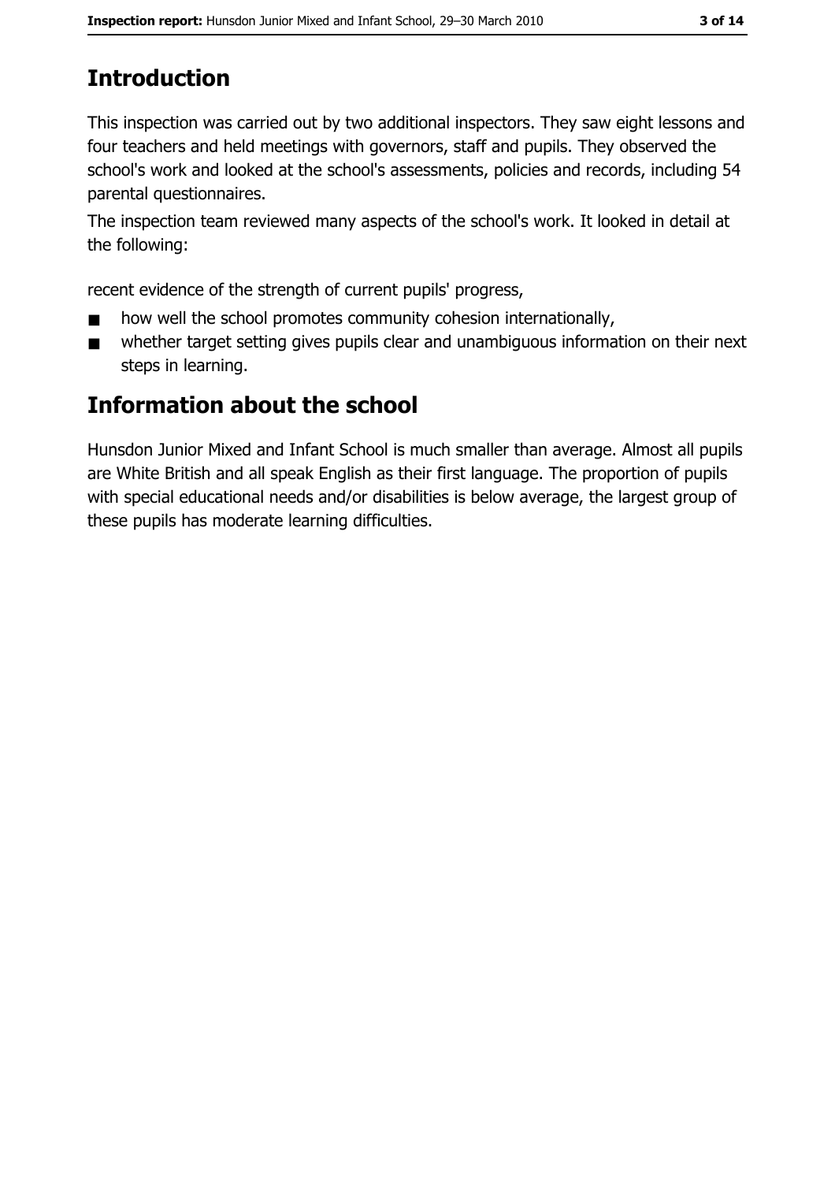## Introduction

This inspection was carried out by two additional inspectors. They saw eight lessons and four teachers and held meetings with governors, staff and pupils. They observed the school's work and looked at the school's assessments, policies and records, including 54 parental questionnaires.

The inspection team reviewed many aspects of the school's work. It looked in detail at the following:

recent evidence of the strength of current pupils' progress,

- how well the school promotes community cohesion internationally,
- whether target setting gives pupils clear and unambiguous information on their next steps in learning.

## Information about the school

Hunsdon Junior Mixed and Infant School is much smaller than average. Almost all pupils are White British and all speak English as their first language. The proportion of pupils with special educational needs and/or disabilities is below average, the largest group of these pupils has moderate learning difficulties.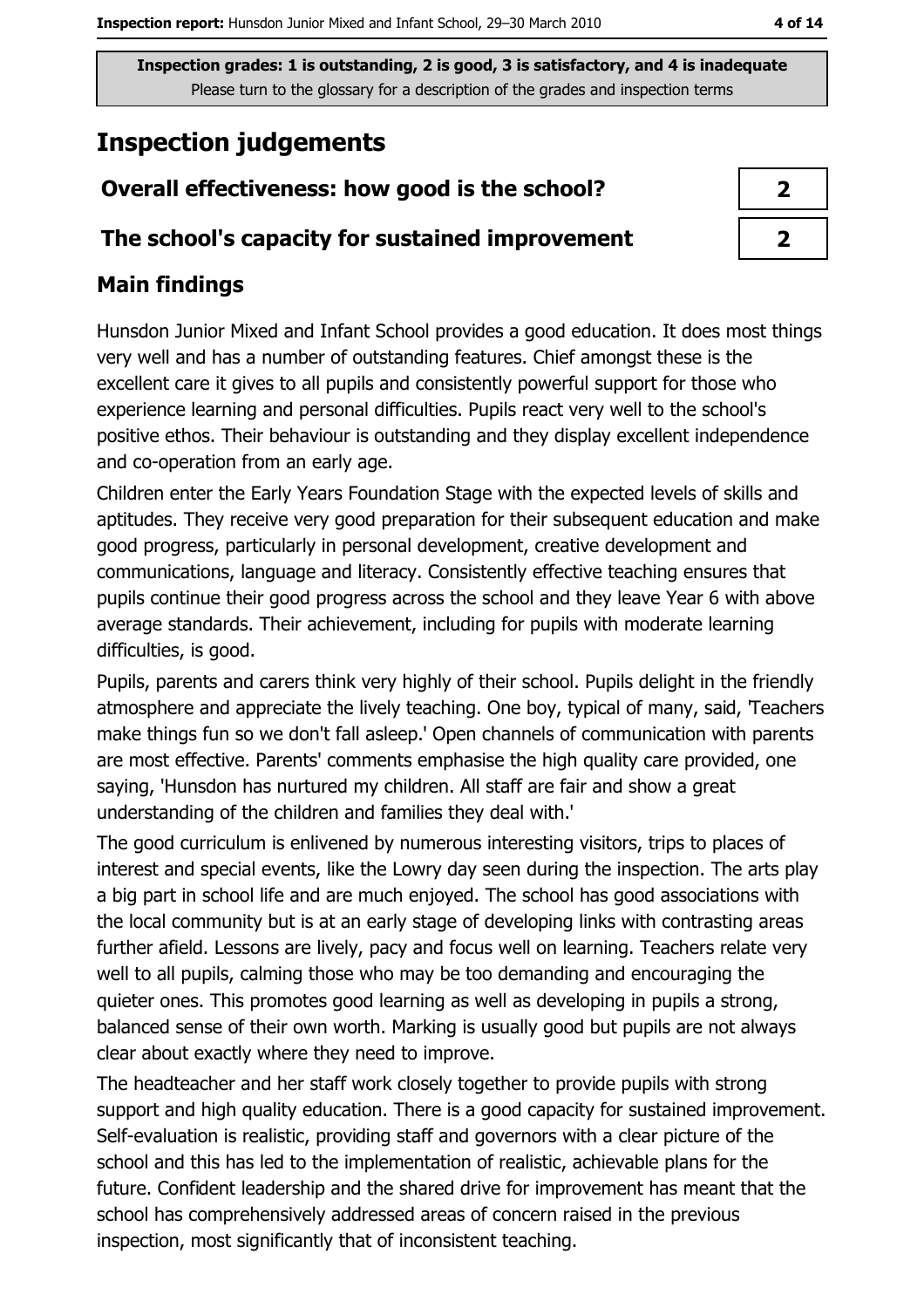**Inspection grades: 1 is outstanding, 2 is good, 3 is satisfactory, and 4 is inadequate**
Please turn to the glossary for a description of the grades and inspection terms

# Inspection judgements

| | |
|---|---|
| **Overall effectiveness: how good is the school?** | **2** |
| **The school's capacity for sustained improvement** | **2** |

## Main findings

Hunsdon Junior Mixed and Infant School provides a good education. It does most things very well and has a number of outstanding features. Chief amongst these is the excellent care it gives to all pupils and consistently powerful support for those who experience learning and personal difficulties. Pupils react very well to the school's positive ethos. Their behaviour is outstanding and they display excellent independence and co-operation from an early age.

Children enter the Early Years Foundation Stage with the expected levels of skills and aptitudes. They receive very good preparation for their subsequent education and make good progress, particularly in personal development, creative development and communications, language and literacy. Consistently effective teaching ensures that pupils continue their good progress across the school and they leave Year 6 with above average standards. Their achievement, including for pupils with moderate learning difficulties, is good.

Pupils, parents and carers think very highly of their school. Pupils delight in the friendly atmosphere and appreciate the lively teaching. One boy, typical of many, said, 'Teachers make things fun so we don't fall asleep.' Open channels of communication with parents are most effective. Parents' comments emphasise the high quality care provided, one saying, 'Hunsdon has nurtured my children. All staff are fair and show a great understanding of the children and families they deal with.'

The good curriculum is enlivened by numerous interesting visitors, trips to places of interest and special events, like the Lowry day seen during the inspection. The arts play a big part in school life and are much enjoyed. The school has good associations with the local community but is at an early stage of developing links with contrasting areas further afield. Lessons are lively, pacy and focus well on learning. Teachers relate very well to all pupils, calming those who may be too demanding and encouraging the quieter ones. This promotes good learning as well as developing in pupils a strong, balanced sense of their own worth. Marking is usually good but pupils are not always clear about exactly where they need to improve.

The headteacher and her staff work closely together to provide pupils with strong support and high quality education. There is a good capacity for sustained improvement. Self-evaluation is realistic, providing staff and governors with a clear picture of the school and this has led to the implementation of realistic, achievable plans for the future. Confident leadership and the shared drive for improvement has meant that the school has comprehensively addressed areas of concern raised in the previous inspection, most significantly that of inconsistent teaching.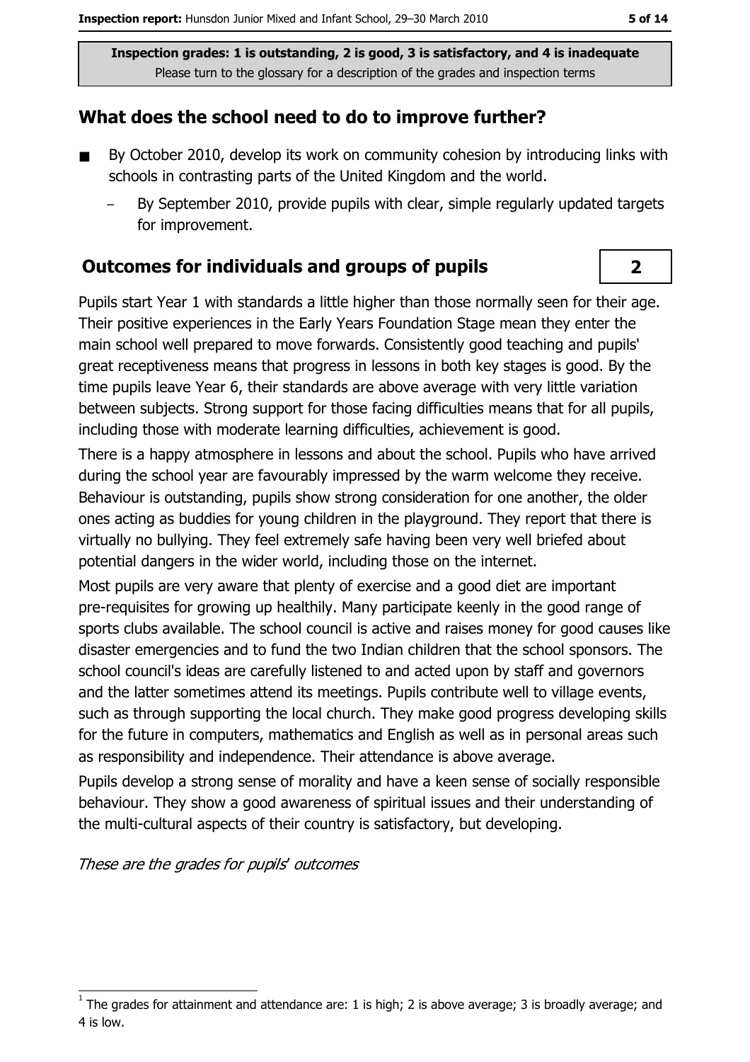Inspection grades: 1 is outstanding, 2 is good, 3 is satisfactory, and 4 is inadequate
Please turn to the glossary for a description of the grades and inspection terms

## What does the school need to do to improve further?

- By October 2010, develop its work on community cohesion by introducing links with schools in contrasting parts of the United Kingdom and the world.
  - By September 2010, provide pupils with clear, simple regularly updated targets for improvement.

## Outcomes for individuals and groups of pupils

**2**

Pupils start Year 1 with standards a little higher than those normally seen for their age. Their positive experiences in the Early Years Foundation Stage mean they enter the main school well prepared to move forwards. Consistently good teaching and pupils' great receptiveness means that progress in lessons in both key stages is good. By the time pupils leave Year 6, their standards are above average with very little variation between subjects. Strong support for those facing difficulties means that for all pupils, including those with moderate learning difficulties, achievement is good.

There is a happy atmosphere in lessons and about the school. Pupils who have arrived during the school year are favourably impressed by the warm welcome they receive. Behaviour is outstanding, pupils show strong consideration for one another, the older ones acting as buddies for young children in the playground. They report that there is virtually no bullying. They feel extremely safe having been very well briefed about potential dangers in the wider world, including those on the internet.

Most pupils are very aware that plenty of exercise and a good diet are important pre-requisites for growing up healthily. Many participate keenly in the good range of sports clubs available. The school council is active and raises money for good causes like disaster emergencies and to fund the two Indian children that the school sponsors. The school council's ideas are carefully listened to and acted upon by staff and governors and the latter sometimes attend its meetings. Pupils contribute well to village events, such as through supporting the local church. They make good progress developing skills for the future in computers, mathematics and English as well as in personal areas such as responsibility and independence. Their attendance is above average.

Pupils develop a strong sense of morality and have a keen sense of socially responsible behaviour. They show a good awareness of spiritual issues and their understanding of the multi-cultural aspects of their country is satisfactory, but developing.

*These are the grades for pupils' outcomes*

[1] The grades for attainment and attendance are: 1 is high; 2 is above average; 3 is broadly average; and 4 is low.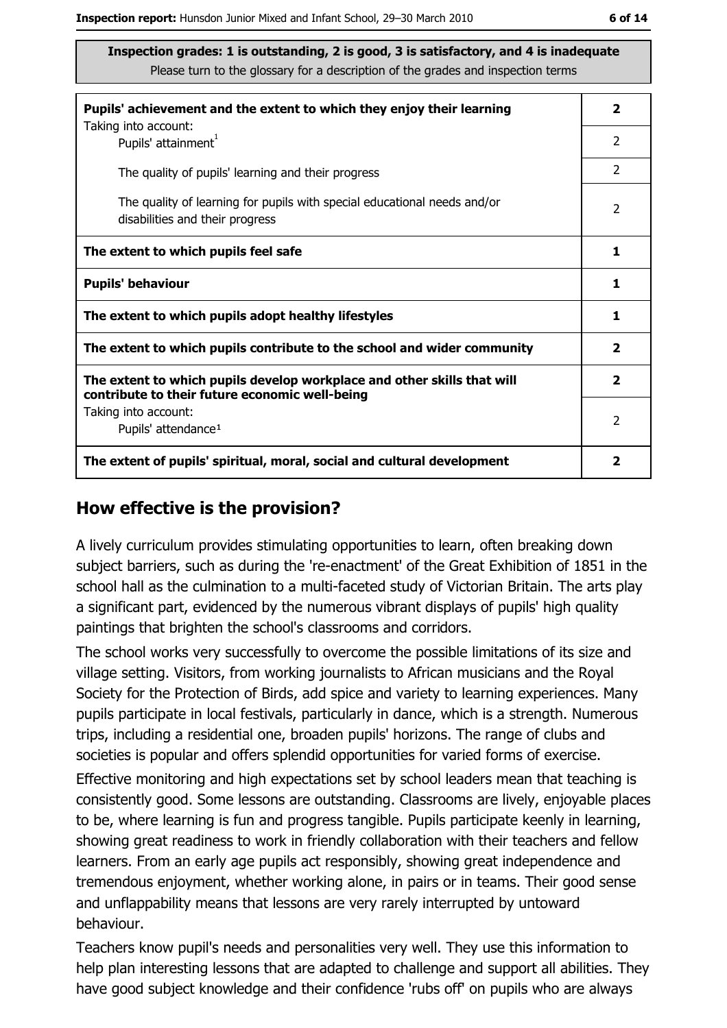**Inspection grades: 1 is outstanding, 2 is good, 3 is satisfactory, and 4 is inadequate**
Please turn to the glossary for a description of the grades and inspection terms

| | |
|---|---|
| **Pupils' achievement and the extent to which they enjoy their learning** | **2** |
| Taking into account: Pupils' attainment[1] | 2 |
| The quality of pupils' learning and their progress | 2 |
| The quality of learning for pupils with special educational needs and/or disabilities and their progress | 2 |
| **The extent to which pupils feel safe** | **1** |
| **Pupils' behaviour** | **1** |
| **The extent to which pupils adopt healthy lifestyles** | **1** |
| **The extent to which pupils contribute to the school and wider community** | **2** |
| **The extent to which pupils develop workplace and other skills that will contribute to their future economic well-being** | **2** |
| Taking into account: Pupils' attendance[1] | 2 |
| **The extent of pupils' spiritual, moral, social and cultural development** | **2** |

## How effective is the provision?

A lively curriculum provides stimulating opportunities to learn, often breaking down subject barriers, such as during the 're-enactment' of the Great Exhibition of 1851 in the school hall as the culmination to a multi-faceted study of Victorian Britain. The arts play a significant part, evidenced by the numerous vibrant displays of pupils' high quality paintings that brighten the school's classrooms and corridors.

The school works very successfully to overcome the possible limitations of its size and village setting. Visitors, from working journalists to African musicians and the Royal Society for the Protection of Birds, add spice and variety to learning experiences. Many pupils participate in local festivals, particularly in dance, which is a strength. Numerous trips, including a residential one, broaden pupils' horizons. The range of clubs and societies is popular and offers splendid opportunities for varied forms of exercise.

Effective monitoring and high expectations set by school leaders mean that teaching is consistently good. Some lessons are outstanding. Classrooms are lively, enjoyable places to be, where learning is fun and progress tangible. Pupils participate keenly in learning, showing great readiness to work in friendly collaboration with their teachers and fellow learners. From an early age pupils act responsibly, showing great independence and tremendous enjoyment, whether working alone, in pairs or in teams. Their good sense and unflappability means that lessons are very rarely interrupted by untoward behaviour.

Teachers know pupil's needs and personalities very well. They use this information to help plan interesting lessons that are adapted to challenge and support all abilities. They have good subject knowledge and their confidence 'rubs off' on pupils who are always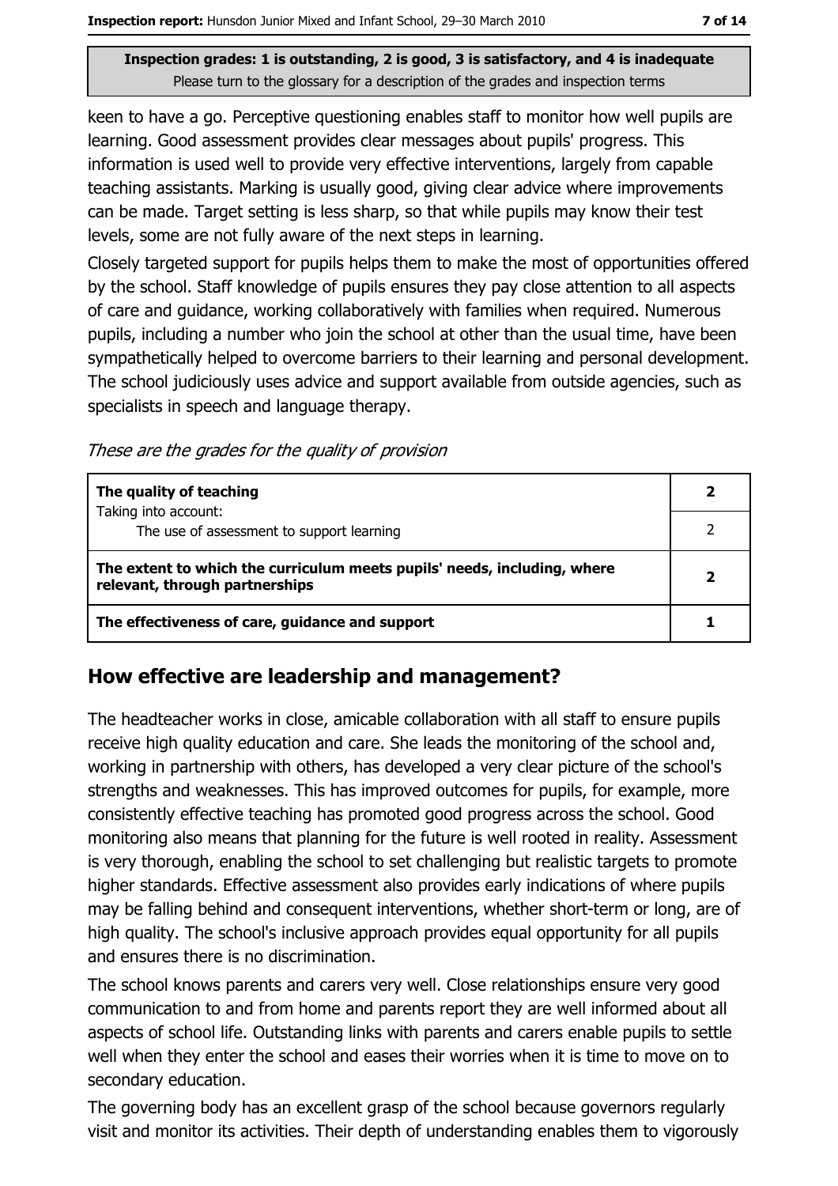keen to have a go. Perceptive questioning enables staff to monitor how well pupils are learning. Good assessment provides clear messages about pupils' progress. This information is used well to provide very effective interventions, largely from capable teaching assistants. Marking is usually good, giving clear advice where improvements can be made. Target setting is less sharp, so that while pupils may know their test levels, some are not fully aware of the next steps in learning.

Closely targeted support for pupils helps them to make the most of opportunities offered by the school. Staff knowledge of pupils ensures they pay close attention to all aspects of care and guidance, working collaboratively with families when required. Numerous pupils, including a number who join the school at other than the usual time, have been sympathetically helped to overcome barriers to their learning and personal development. The school judiciously uses advice and support available from outside agencies, such as specialists in speech and language therapy.

*These are the grades for the quality of provision*

| | |
|---|---|
| **The quality of teaching**<br>Taking into account: | **2** |
| The use of assessment to support learning | 2 |
| **The extent to which the curriculum meets pupils' needs, including, where relevant, through partnerships** | **2** |
| **The effectiveness of care, guidance and support** | **1** |

## How effective are leadership and management?

The headteacher works in close, amicable collaboration with all staff to ensure pupils receive high quality education and care. She leads the monitoring of the school and, working in partnership with others, has developed a very clear picture of the school's strengths and weaknesses. This has improved outcomes for pupils, for example, more consistently effective teaching has promoted good progress across the school. Good monitoring also means that planning for the future is well rooted in reality. Assessment is very thorough, enabling the school to set challenging but realistic targets to promote higher standards. Effective assessment also provides early indications of where pupils may be falling behind and consequent interventions, whether short-term or long, are of high quality. The school's inclusive approach provides equal opportunity for all pupils and ensures there is no discrimination.

The school knows parents and carers very well. Close relationships ensure very good communication to and from home and parents report they are well informed about all aspects of school life. Outstanding links with parents and carers enable pupils to settle well when they enter the school and eases their worries when it is time to move on to secondary education.

The governing body has an excellent grasp of the school because governors regularly visit and monitor its activities. Their depth of understanding enables them to vigorously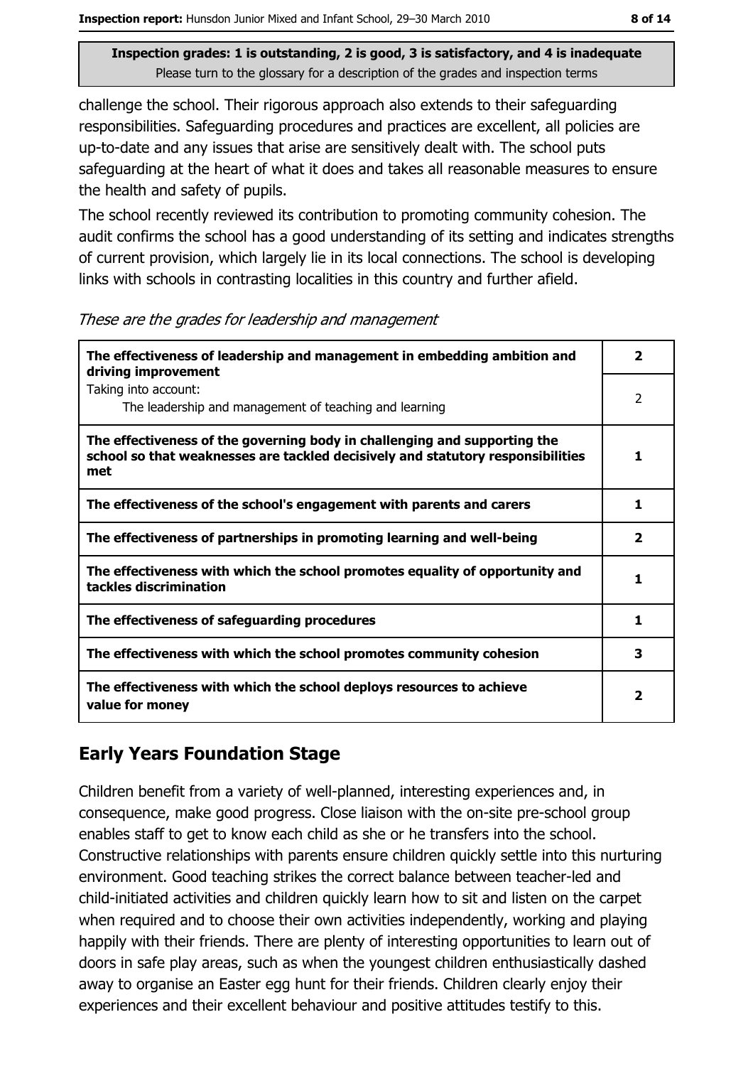Inspection grades: 1 is outstanding, 2 is good, 3 is satisfactory, and 4 is inadequate
Please turn to the glossary for a description of the grades and inspection terms

challenge the school. Their rigorous approach also extends to their safeguarding responsibilities. Safeguarding procedures and practices are excellent, all policies are up-to-date and any issues that arise are sensitively dealt with. The school puts safeguarding at the heart of what it does and takes all reasonable measures to ensure the health and safety of pupils.

The school recently reviewed its contribution to promoting community cohesion. The audit confirms the school has a good understanding of its setting and indicates strengths of current provision, which largely lie in its local connections. The school is developing links with schools in contrasting localities in this country and further afield.

*These are the grades for leadership and management*

| | |
|---|---|
| **The effectiveness of leadership and management in embedding ambition and driving improvement** | **2** |
| Taking into account: The leadership and management of teaching and learning | 2 |
| **The effectiveness of the governing body in challenging and supporting the school so that weaknesses are tackled decisively and statutory responsibilities met** | **1** |
| **The effectiveness of the school's engagement with parents and carers** | **1** |
| **The effectiveness of partnerships in promoting learning and well-being** | **2** |
| **The effectiveness with which the school promotes equality of opportunity and tackles discrimination** | **1** |
| **The effectiveness of safeguarding procedures** | **1** |
| **The effectiveness with which the school promotes community cohesion** | **3** |
| **The effectiveness with which the school deploys resources to achieve value for money** | **2** |

## Early Years Foundation Stage

Children benefit from a variety of well-planned, interesting experiences and, in consequence, make good progress. Close liaison with the on-site pre-school group enables staff to get to know each child as she or he transfers into the school. Constructive relationships with parents ensure children quickly settle into this nurturing environment. Good teaching strikes the correct balance between teacher-led and child-initiated activities and children quickly learn how to sit and listen on the carpet when required and to choose their own activities independently, working and playing happily with their friends. There are plenty of interesting opportunities to learn out of doors in safe play areas, such as when the youngest children enthusiastically dashed away to organise an Easter egg hunt for their friends. Children clearly enjoy their experiences and their excellent behaviour and positive attitudes testify to this.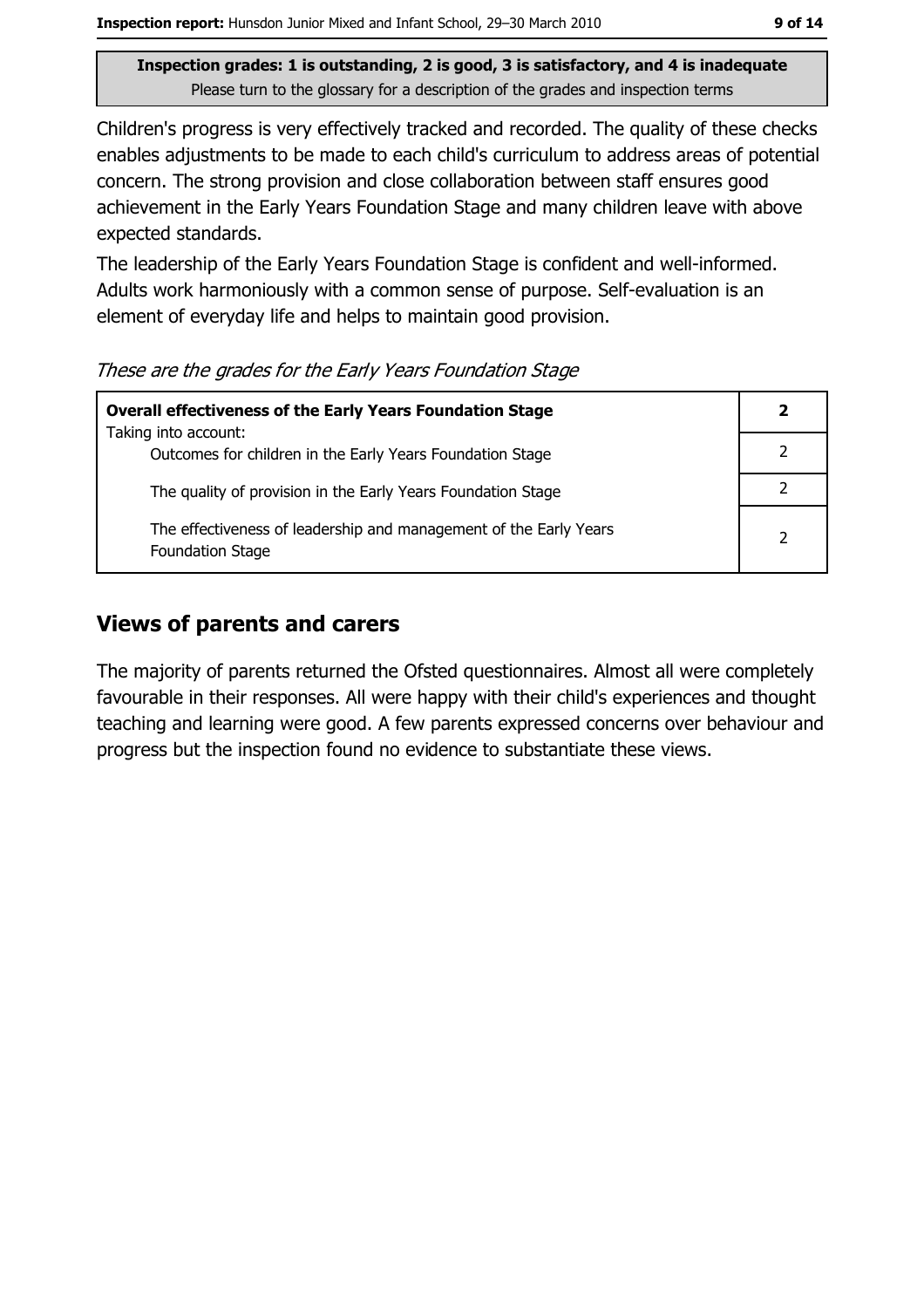Inspection grades: 1 is outstanding, 2 is good, 3 is satisfactory, and 4 is inadequate
Please turn to the glossary for a description of the grades and inspection terms

Children's progress is very effectively tracked and recorded. The quality of these checks enables adjustments to be made to each child's curriculum to address areas of potential concern. The strong provision and close collaboration between staff ensures good achievement in the Early Years Foundation Stage and many children leave with above expected standards.

The leadership of the Early Years Foundation Stage is confident and well-informed. Adults work harmoniously with a common sense of purpose. Self-evaluation is an element of everyday life and helps to maintain good provision.

*These are the grades for the Early Years Foundation Stage*

| **Overall effectiveness of the Early Years Foundation Stage** | **2** |
|---|---|
| Taking into account: Outcomes for children in the Early Years Foundation Stage | 2 |
| The quality of provision in the Early Years Foundation Stage | 2 |
| The effectiveness of leadership and management of the Early Years Foundation Stage | 2 |

## Views of parents and carers

The majority of parents returned the Ofsted questionnaires. Almost all were completely favourable in their responses. All were happy with their child's experiences and thought teaching and learning were good. A few parents expressed concerns over behaviour and progress but the inspection found no evidence to substantiate these views.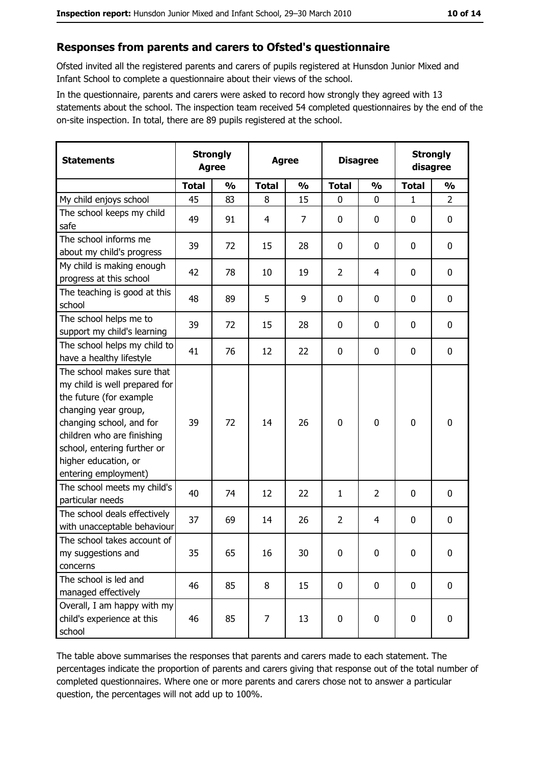## Responses from parents and carers to Ofsted's questionnaire

Ofsted invited all the registered parents and carers of pupils registered at Hunsdon Junior Mixed and Infant School to complete a questionnaire about their views of the school.

In the questionnaire, parents and carers were asked to record how strongly they agreed with 13 statements about the school. The inspection team received 54 completed questionnaires by the end of the on-site inspection. In total, there are 89 pupils registered at the school.

| Statements | Strongly Agree | | Agree | | Disagree | | Strongly disagree | |
|---|---|---|---|---|---|---|---|---|
| | Total | % | Total | % | Total | % | Total | % |
| My child enjoys school | 45 | 83 | 8 | 15 | 0 | 0 | 1 | 2 |
| The school keeps my child safe | 49 | 91 | 4 | 7 | 0 | 0 | 0 | 0 |
| The school informs me about my child's progress | 39 | 72 | 15 | 28 | 0 | 0 | 0 | 0 |
| My child is making enough progress at this school | 42 | 78 | 10 | 19 | 2 | 4 | 0 | 0 |
| The teaching is good at this school | 48 | 89 | 5 | 9 | 0 | 0 | 0 | 0 |
| The school helps me to support my child's learning | 39 | 72 | 15 | 28 | 0 | 0 | 0 | 0 |
| The school helps my child to have a healthy lifestyle | 41 | 76 | 12 | 22 | 0 | 0 | 0 | 0 |
| The school makes sure that my child is well prepared for the future (for example changing year group, changing school, and for children who are finishing school, entering further or higher education, or entering employment) | 39 | 72 | 14 | 26 | 0 | 0 | 0 | 0 |
| The school meets my child's particular needs | 40 | 74 | 12 | 22 | 1 | 2 | 0 | 0 |
| The school deals effectively with unacceptable behaviour | 37 | 69 | 14 | 26 | 2 | 4 | 0 | 0 |
| The school takes account of my suggestions and concerns | 35 | 65 | 16 | 30 | 0 | 0 | 0 | 0 |
| The school is led and managed effectively | 46 | 85 | 8 | 15 | 0 | 0 | 0 | 0 |
| Overall, I am happy with my child's experience at this school | 46 | 85 | 7 | 13 | 0 | 0 | 0 | 0 |

The table above summarises the responses that parents and carers made to each statement. The percentages indicate the proportion of parents and carers giving that response out of the total number of completed questionnaires. Where one or more parents and carers chose not to answer a particular question, the percentages will not add up to 100%.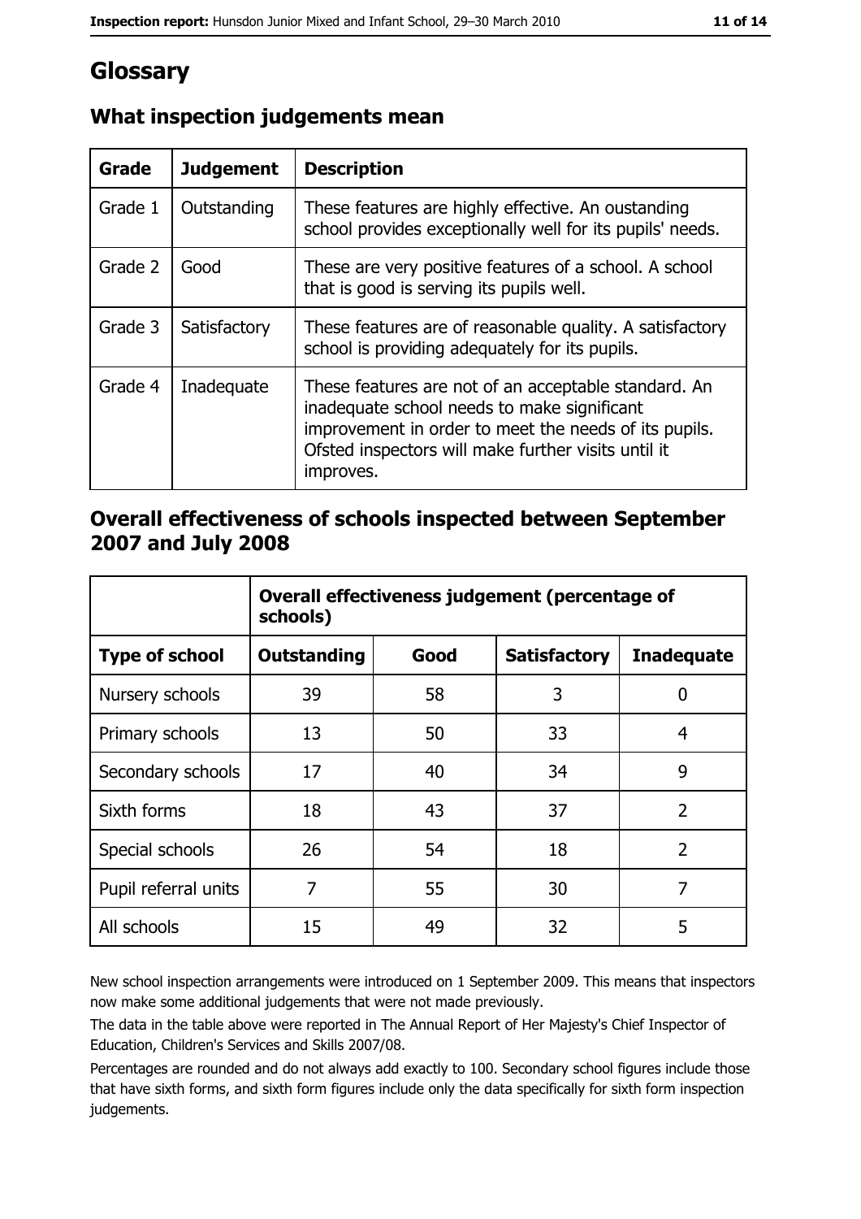# Glossary

## What inspection judgements mean

| Grade | Judgement | Description |
| --- | --- | --- |
| Grade 1 | Outstanding | These features are highly effective. An oustanding school provides exceptionally well for its pupils' needs. |
| Grade 2 | Good | These are very positive features of a school. A school that is good is serving its pupils well. |
| Grade 3 | Satisfactory | These features are of reasonable quality. A satisfactory school is providing adequately for its pupils. |
| Grade 4 | Inadequate | These features are not of an acceptable standard. An inadequate school needs to make significant improvement in order to meet the needs of its pupils. Ofsted inspectors will make further visits until it improves. |

## Overall effectiveness of schools inspected between September 2007 and July 2008

| | Overall effectiveness judgement (percentage of schools) | | | |
| --- | --- | --- | --- | --- |
| **Type of school** | **Outstanding** | **Good** | **Satisfactory** | **Inadequate** |
| Nursery schools | 39 | 58 | 3 | 0 |
| Primary schools | 13 | 50 | 33 | 4 |
| Secondary schools | 17 | 40 | 34 | 9 |
| Sixth forms | 18 | 43 | 37 | 2 |
| Special schools | 26 | 54 | 18 | 2 |
| Pupil referral units | 7 | 55 | 30 | 7 |
| All schools | 15 | 49 | 32 | 5 |

New school inspection arrangements were introduced on 1 September 2009. This means that inspectors now make some additional judgements that were not made previously.

The data in the table above were reported in The Annual Report of Her Majesty's Chief Inspector of Education, Children's Services and Skills 2007/08.

Percentages are rounded and do not always add exactly to 100. Secondary school figures include those that have sixth forms, and sixth form figures include only the data specifically for sixth form inspection judgements.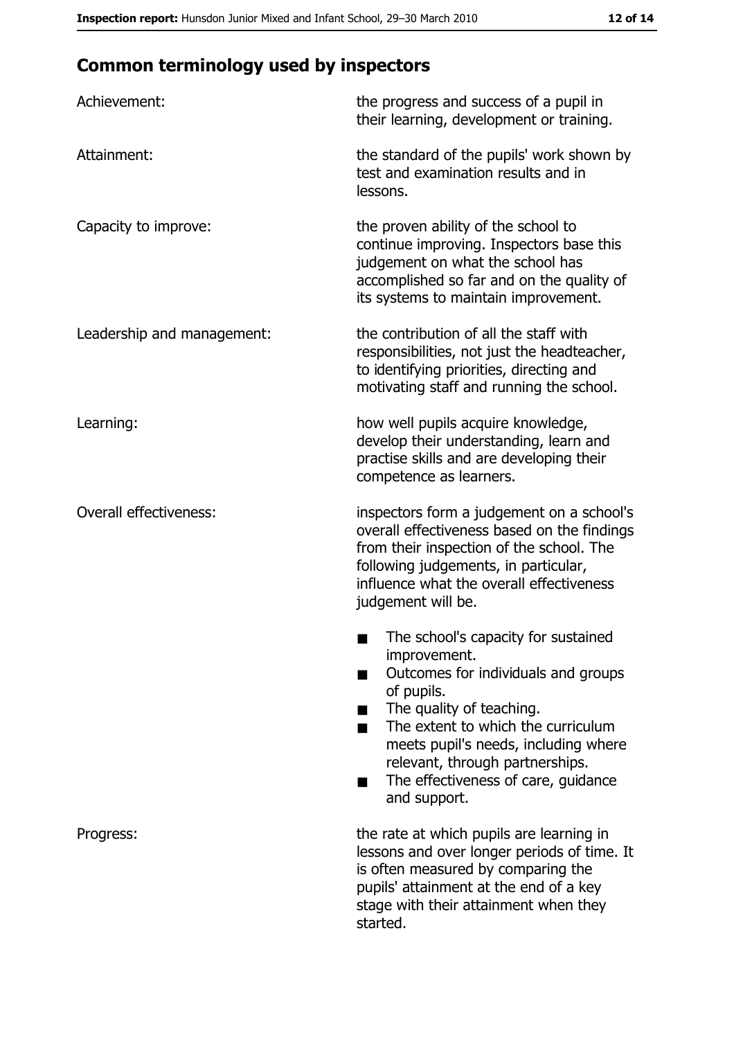## Common terminology used by inspectors

| | |
|---|---|
| Achievement: | the progress and success of a pupil in their learning, development or training. |
| Attainment: | the standard of the pupils' work shown by test and examination results and in lessons. |
| Capacity to improve: | the proven ability of the school to continue improving. Inspectors base this judgement on what the school has accomplished so far and on the quality of its systems to maintain improvement. |
| Leadership and management: | the contribution of all the staff with responsibilities, not just the headteacher, to identifying priorities, directing and motivating staff and running the school. |
| Learning: | how well pupils acquire knowledge, develop their understanding, learn and practise skills and are developing their competence as learners. |
| Overall effectiveness: | inspectors form a judgement on a school's overall effectiveness based on the findings from their inspection of the school. The following judgements, in particular, influence what the overall effectiveness judgement will be.<br>■ The school's capacity for sustained improvement.<br>■ Outcomes for individuals and groups of pupils.<br>■ The quality of teaching.<br>■ The extent to which the curriculum meets pupil's needs, including where relevant, through partnerships.<br>■ The effectiveness of care, guidance and support. |
| Progress: | the rate at which pupils are learning in lessons and over longer periods of time. It is often measured by comparing the pupils' attainment at the end of a key stage with their attainment when they started. |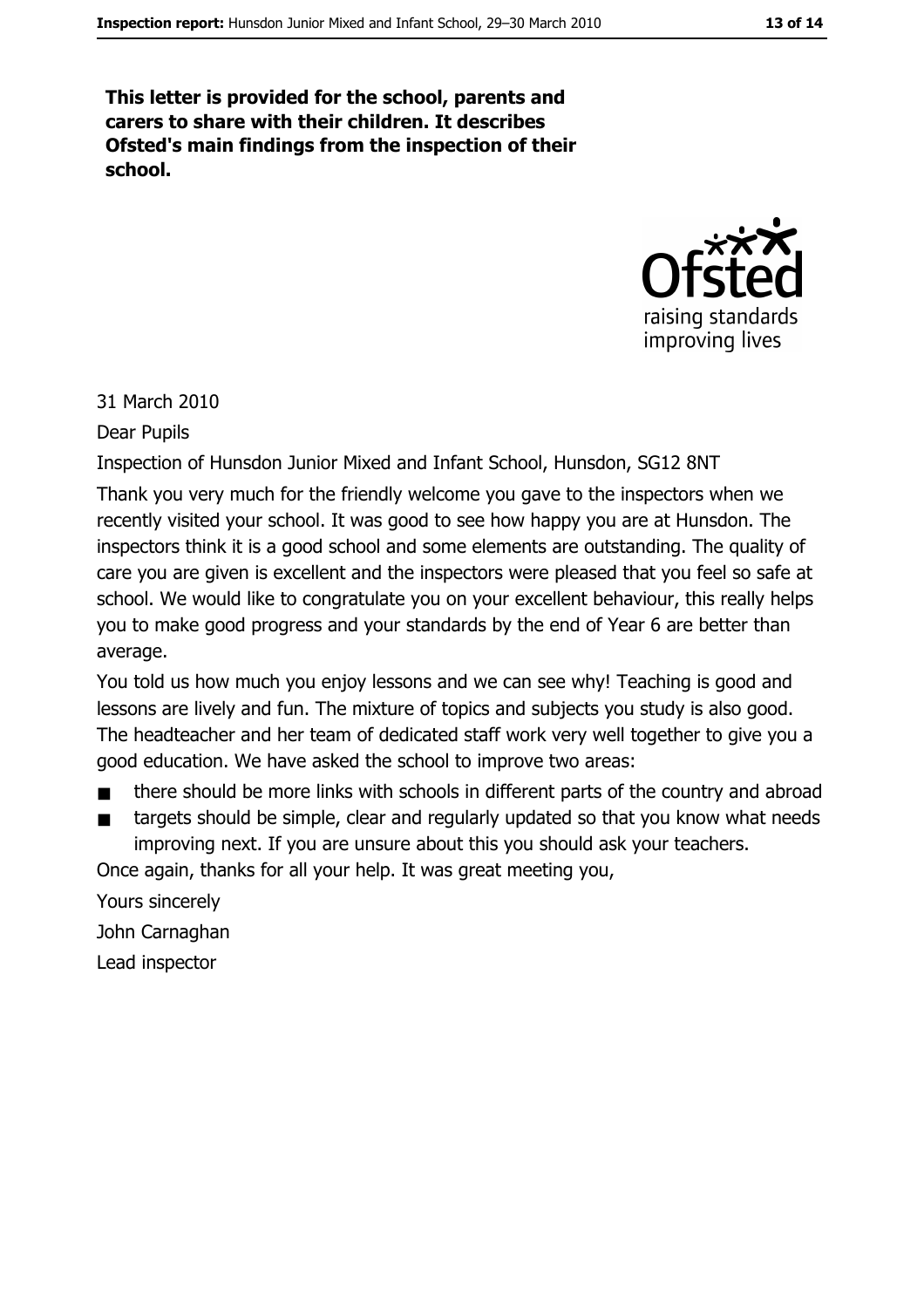**This letter is provided for the school, parents and carers to share with their children. It describes Ofsted's main findings from the inspection of their school.**

31 March 2010

Dear Pupils

Inspection of Hunsdon Junior Mixed and Infant School, Hunsdon, SG12 8NT

Thank you very much for the friendly welcome you gave to the inspectors when we recently visited your school. It was good to see how happy you are at Hunsdon. The inspectors think it is a good school and some elements are outstanding. The quality of care you are given is excellent and the inspectors were pleased that you feel so safe at school. We would like to congratulate you on your excellent behaviour, this really helps you to make good progress and your standards by the end of Year 6 are better than average.

You told us how much you enjoy lessons and we can see why! Teaching is good and lessons are lively and fun. The mixture of topics and subjects you study is also good. The headteacher and her team of dedicated staff work very well together to give you a good education. We have asked the school to improve two areas:

- there should be more links with schools in different parts of the country and abroad
- targets should be simple, clear and regularly updated so that you know what needs improving next. If you are unsure about this you should ask your teachers.

Once again, thanks for all your help. It was great meeting you,

Yours sincerely

John Carnaghan

Lead inspector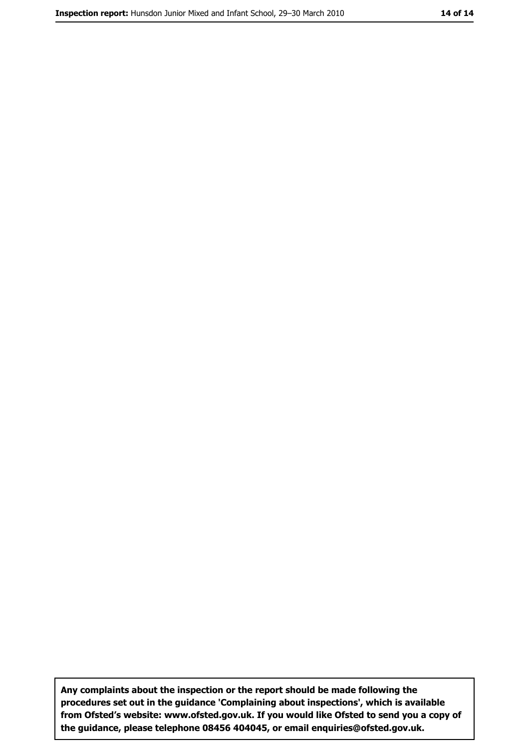**Any complaints about the inspection or the report should be made following the procedures set out in the guidance 'Complaining about inspections', which is available from Ofsted's website: www.ofsted.gov.uk. If you would like Ofsted to send you a copy of the guidance, please telephone 08456 404045, or email enquiries@ofsted.gov.uk.**